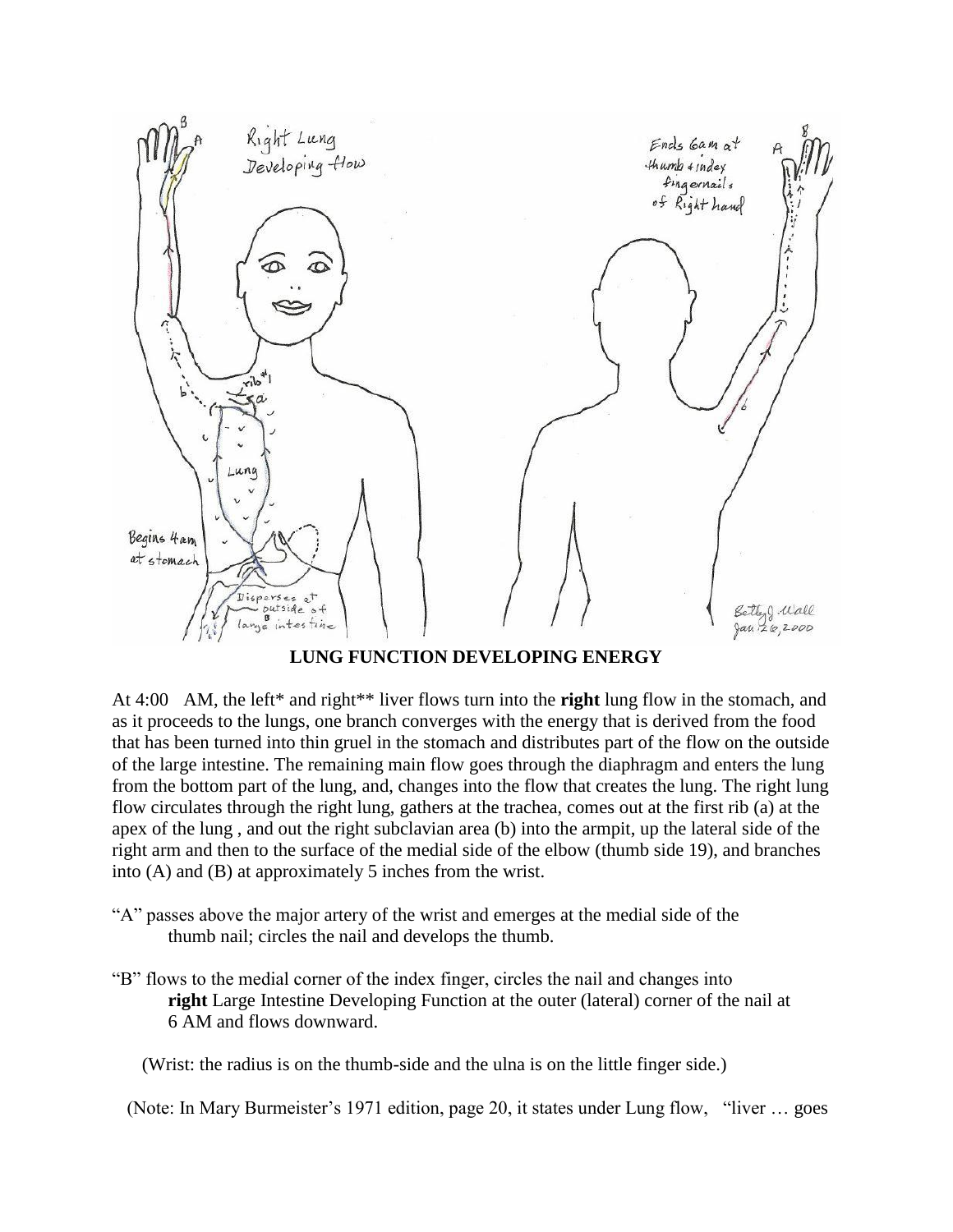**LUNG FUNCTION DEVELOPING ENERGY**

At 4:00 AM, the left* and right** liver flows turn into the **right** lung flow in the stomach, and as it proceeds to the lungs, one branch converges with the energy that is derived from the food that has been turned into thin gruel in the stomach and distributes part of the flow on the outside of the large intestine. The remaining main flow goes through the diaphragm and enters the lung from the bottom part of the lung, and, changes into the flow that creates the lung. The right lung flow circulates through the right lung, gathers at the trachea, comes out at the first rib (a) at the apex of the lung , and out the right subclavian area (b) into the armpit, up the lateral side of the right arm and then to the surface of the medial side of the elbow (thumb side 19), and branches into (A) and (B) at approximately 5 inches from the wrist.

"A" passes above the major artery of the wrist and emerges at the medial side of the thumb nail; circles the nail and develops the thumb.

"B" flows to the medial corner of the index finger, circles the nail and changes into **right** Large Intestine Developing Function at the outer (lateral) corner of the nail at 6 AM and flows downward.

(Wrist: the radius is on the thumb-side and the ulna is on the little finger side.)

(Note: In Mary Burmeister's 1971 edition, page 20, it states under Lung flow, "liver … goes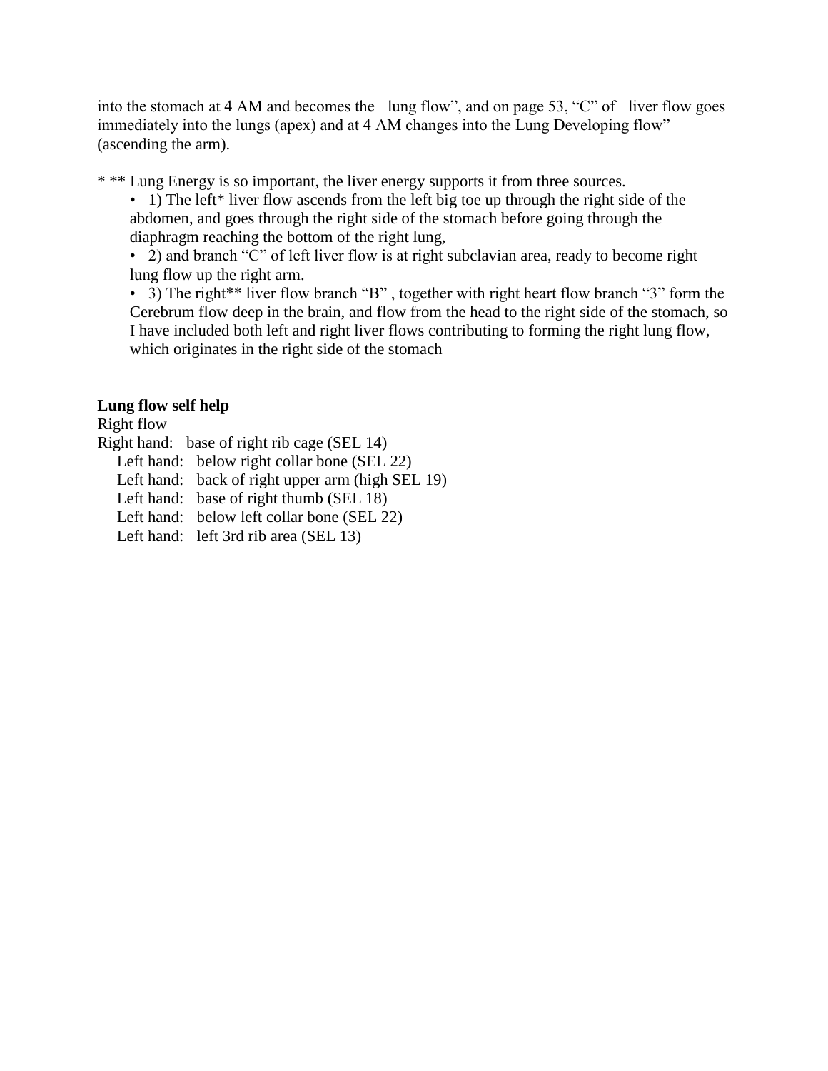into the stomach at 4 AM and becomes the lung flow", and on page 53, "C" of liver flow goes immediately into the lungs (apex) and at 4 AM changes into the Lung Developing flow" (ascending the arm).

* ** Lung Energy is so important, the liver energy supports it from three sources.

- 1) The left* liver flow ascends from the left big toe up through the right side of the abdomen, and goes through the right side of the stomach before going through the diaphragm reaching the bottom of the right lung,
- 2) and branch "C" of left liver flow is at right subclavian area, ready to become right lung flow up the right arm.
- 3) The right** liver flow branch "B" , together with right heart flow branch "3" form the Cerebrum flow deep in the brain, and flow from the head to the right side of the stomach, so I have included both left and right liver flows contributing to forming the right lung flow, which originates in the right side of the stomach

**Lung flow self help**

Right flow

Right hand: base of right rib cage (SEL 14)

Left hand: below right collar bone (SEL 22)

Left hand: back of right upper arm (high SEL 19)

Left hand: base of right thumb (SEL 18)

Left hand: below left collar bone (SEL 22)

Left hand: left 3rd rib area (SEL 13)